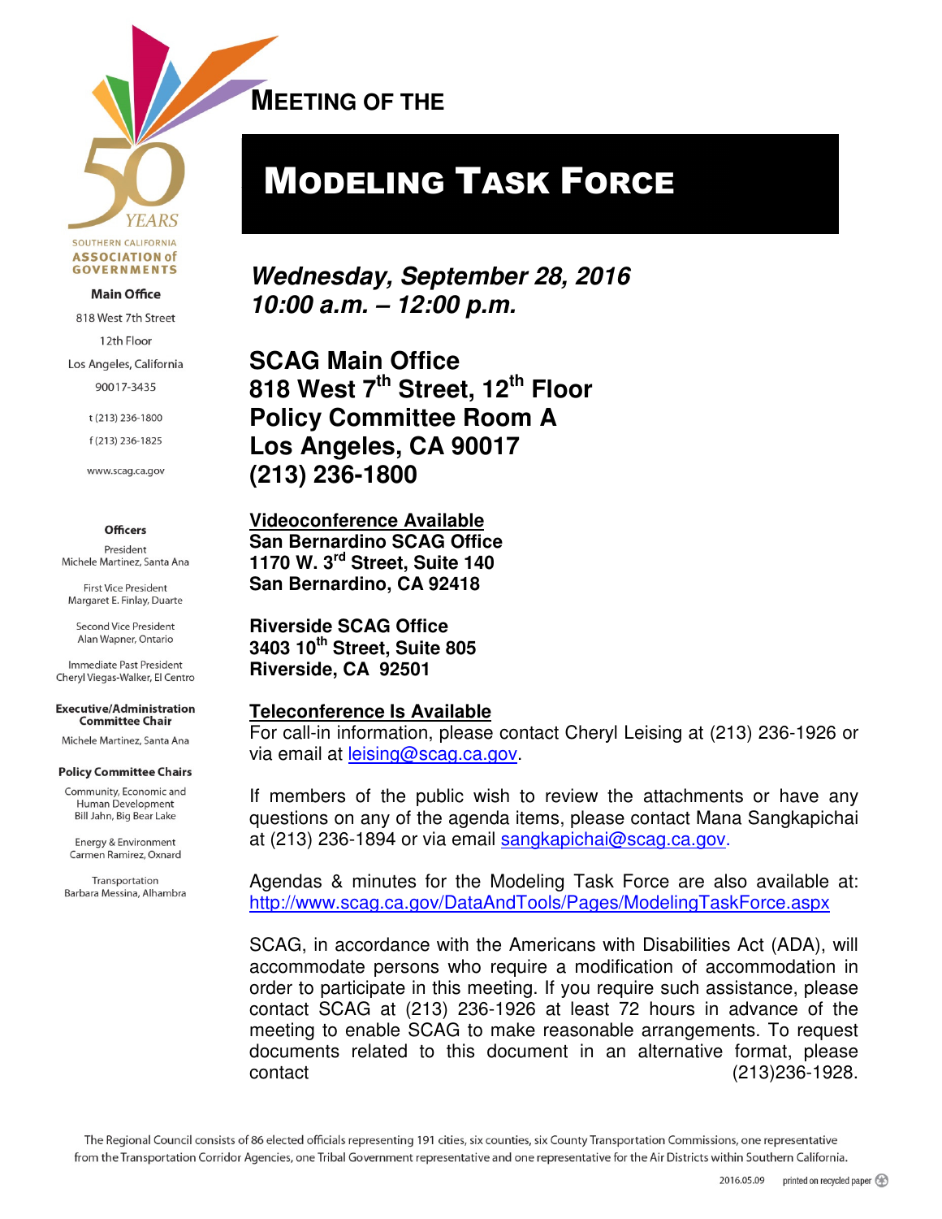SOUTHERN CALIFORNIA
**ASSOCIATION of GOVERNMENTS**

**Main Office**

818 West 7th Street

12th Floor

Los Angeles, California

90017-3435

t (213) 236-1800

f (213) 236-1825

www.scag.ca.gov

**Officers**

President
Michele Martinez, Santa Ana

First Vice President
Margaret E. Finlay, Duarte

Second Vice President
Alan Wapner, Ontario

Immediate Past President
Cheryl Viegas-Walker, El Centro

**Executive/Administration Committee Chair**

Michele Martinez, Santa Ana

**Policy Committee Chairs**

Community, Economic and Human Development
Bill Jahn, Big Bear Lake

Energy & Environment
Carmen Ramirez, Oxnard

Transportation
Barbara Messina, Alhambra

**MEETING OF THE**

# MODELING TASK FORCE

***Wednesday, September 28, 2016***
***10:00 a.m. – 12:00 p.m.***

**SCAG Main Office**
**818 West 7th Street, 12th Floor**
**Policy Committee Room A**
**Los Angeles, CA 90017**
**(213) 236-1800**

**Videoconference Available**
**San Bernardino SCAG Office**
**1170 W. 3rd Street, Suite 140**
**San Bernardino, CA 92418**

**Riverside SCAG Office**
**3403 10th Street, Suite 805**
**Riverside, CA 92501**

**Teleconference Is Available**
For call-in information, please contact Cheryl Leising at (213) 236-1926 or via email at leising@scag.ca.gov.

If members of the public wish to review the attachments or have any questions on any of the agenda items, please contact Mana Sangkapichai at (213) 236-1894 or via email sangkapichai@scag.ca.gov.

Agendas & minutes for the Modeling Task Force are also available at: http://www.scag.ca.gov/DataAndTools/Pages/ModelingTaskForce.aspx

SCAG, in accordance with the Americans with Disabilities Act (ADA), will accommodate persons who require a modification of accommodation in order to participate in this meeting. If you require such assistance, please contact SCAG at (213) 236-1926 at least 72 hours in advance of the meeting to enable SCAG to make reasonable arrangements. To request documents related to this document in an alternative format, please contact (213)236-1928.

The Regional Council consists of 86 elected officials representing 191 cities, six counties, six County Transportation Commissions, one representative from the Transportation Corridor Agencies, one Tribal Government representative and one representative for the Air Districts within Southern California.

2016.05.09 printed on recycled paper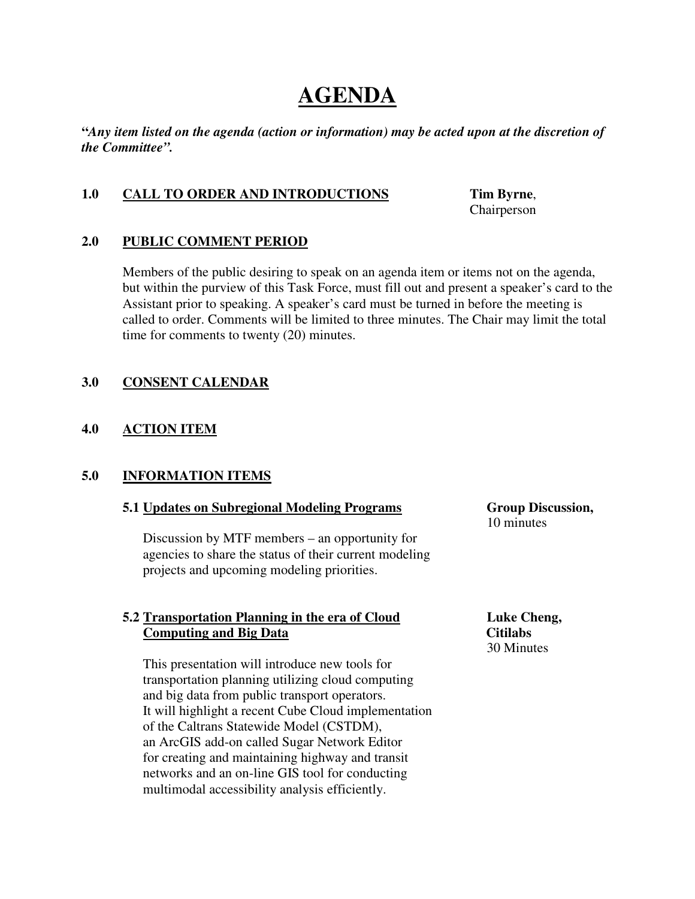# AGENDA

***"Any item listed on the agenda (action or information) may be acted upon at the discretion of the Committee".***

## 1.0 CALL TO ORDER AND INTRODUCTIONS

**Tim Byrne**, Chairperson

## 2.0 PUBLIC COMMENT PERIOD

Members of the public desiring to speak on an agenda item or items not on the agenda, but within the purview of this Task Force, must fill out and present a speaker's card to the Assistant prior to speaking. A speaker's card must be turned in before the meeting is called to order. Comments will be limited to three minutes. The Chair may limit the total time for comments to twenty (20) minutes.

## 3.0 CONSENT CALENDAR

## 4.0 ACTION ITEM

## 5.0 INFORMATION ITEMS

### 5.1 Updates on Subregional Modeling Programs

**Group Discussion,** 10 minutes

Discussion by MTF members – an opportunity for agencies to share the status of their current modeling projects and upcoming modeling priorities.

### 5.2 Transportation Planning in the era of Cloud Computing and Big Data

**Luke Cheng, Citilabs** 30 Minutes

This presentation will introduce new tools for transportation planning utilizing cloud computing and big data from public transport operators. It will highlight a recent Cube Cloud implementation of the Caltrans Statewide Model (CSTDM), an ArcGIS add-on called Sugar Network Editor for creating and maintaining highway and transit networks and an on-line GIS tool for conducting multimodal accessibility analysis efficiently.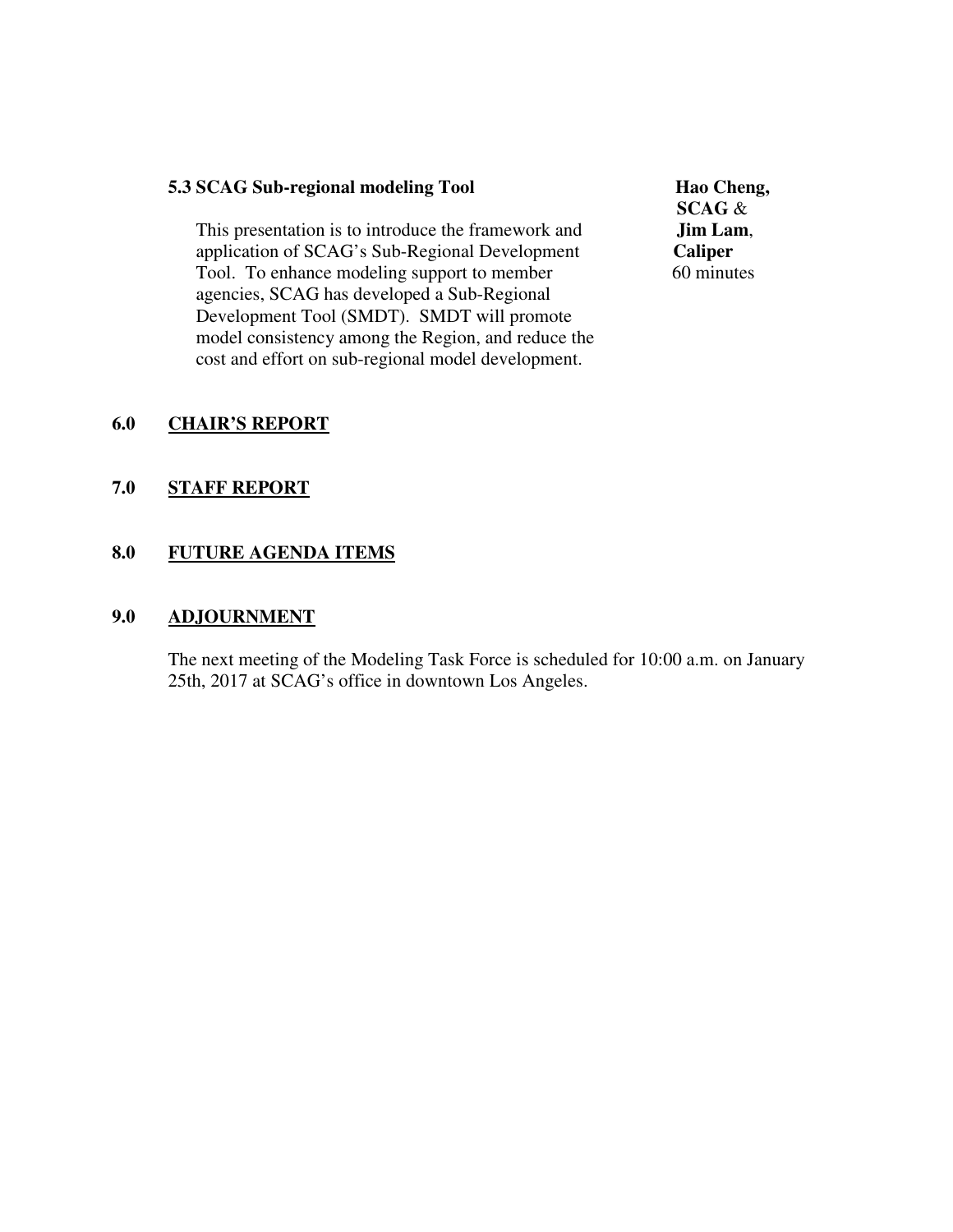**5.3 SCAG Sub-regional modeling Tool**

**Hao Cheng, SCAG** & **Jim Lam**, **Caliper**
60 minutes

This presentation is to introduce the framework and application of SCAG's Sub-Regional Development Tool. To enhance modeling support to member agencies, SCAG has developed a Sub-Regional Development Tool (SMDT). SMDT will promote model consistency among the Region, and reduce the cost and effort on sub-regional model development.

## 6.0 CHAIR'S REPORT

## 7.0 STAFF REPORT

## 8.0 FUTURE AGENDA ITEMS

## 9.0 ADJOURNMENT

The next meeting of the Modeling Task Force is scheduled for 10:00 a.m. on January 25th, 2017 at SCAG's office in downtown Los Angeles.